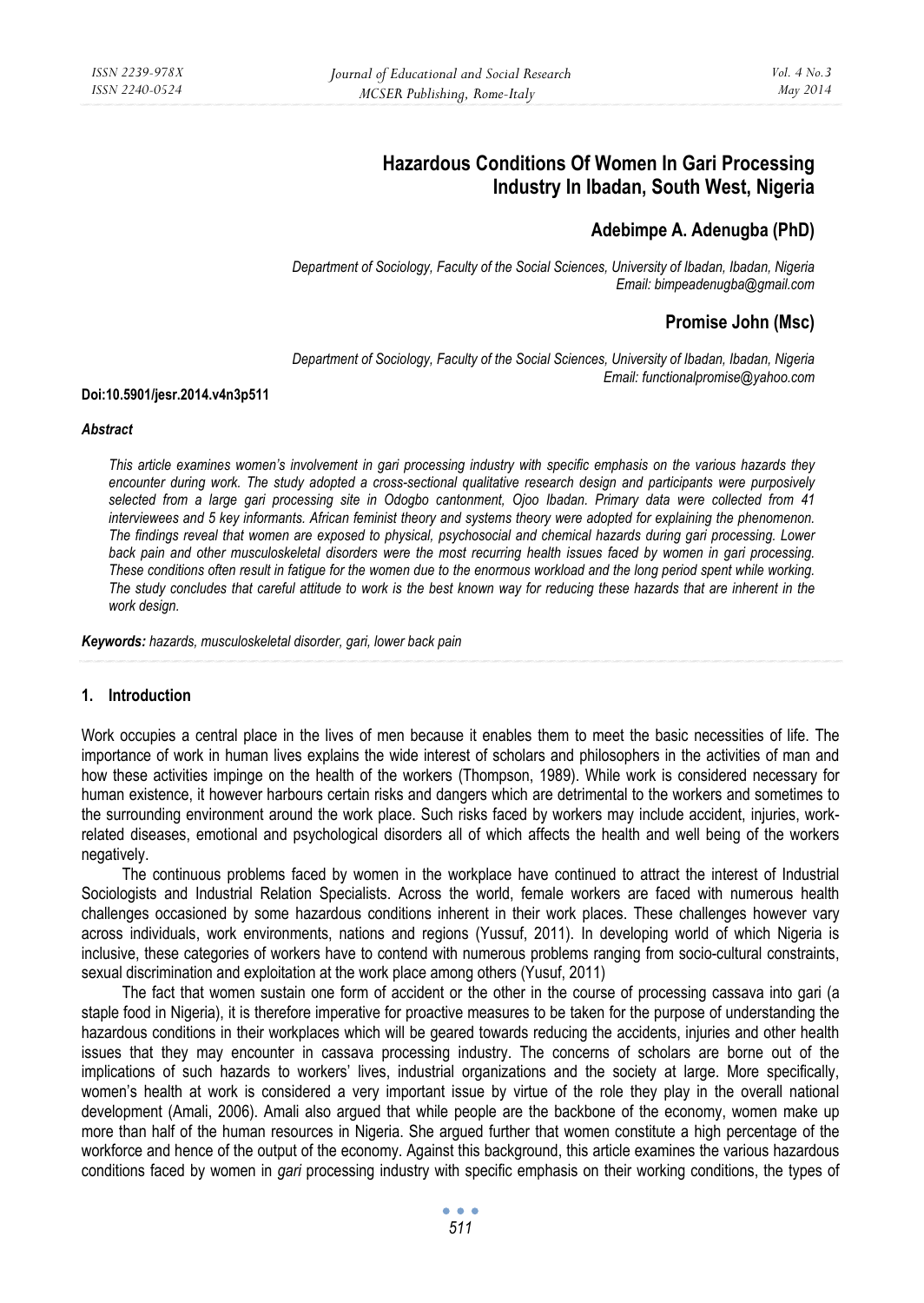# Hazardous Conditions Of Women In Gari Processing Industry In Ibadan, South West, Nigeria

## Adebimpe A. Adenugba (PhD)

*Department of Sociology, Faculty of the Social Sciences, University of Ibadan, Ibadan, Nigeria*
*Email: bimpeadenugba@gmail.com*

## Promise John (Msc)

*Department of Sociology, Faculty of the Social Sciences, University of Ibadan, Ibadan, Nigeria*
*Email: functionalpromise@yahoo.com*

**Doi:10.5901/jesr.2014.v4n3p511**

***Abstract***

*This article examines women's involvement in gari processing industry with specific emphasis on the various hazards they encounter during work. The study adopted a cross-sectional qualitative research design and participants were purposively selected from a large gari processing site in Odogbo cantonment, Ojoo Ibadan. Primary data were collected from 41 interviewees and 5 key informants. African feminist theory and systems theory were adopted for explaining the phenomenon. The findings reveal that women are exposed to physical, psychosocial and chemical hazards during gari processing. Lower back pain and other musculoskeletal disorders were the most recurring health issues faced by women in gari processing. These conditions often result in fatigue for the women due to the enormous workload and the long period spent while working. The study concludes that careful attitude to work is the best known way for reducing these hazards that are inherent in the work design.*

***Keywords:*** *hazards, musculoskeletal disorder, gari, lower back pain*

## 1. Introduction

Work occupies a central place in the lives of men because it enables them to meet the basic necessities of life. The importance of work in human lives explains the wide interest of scholars and philosophers in the activities of man and how these activities impinge on the health of the workers (Thompson, 1989). While work is considered necessary for human existence, it however harbours certain risks and dangers which are detrimental to the workers and sometimes to the surrounding environment around the work place. Such risks faced by workers may include accident, injuries, work-related diseases, emotional and psychological disorders all of which affects the health and well being of the workers negatively.

The continuous problems faced by women in the workplace have continued to attract the interest of Industrial Sociologists and Industrial Relation Specialists. Across the world, female workers are faced with numerous health challenges occasioned by some hazardous conditions inherent in their work places. These challenges however vary across individuals, work environments, nations and regions (Yussuf, 2011). In developing world of which Nigeria is inclusive, these categories of workers have to contend with numerous problems ranging from socio-cultural constraints, sexual discrimination and exploitation at the work place among others (Yusuf, 2011)

The fact that women sustain one form of accident or the other in the course of processing cassava into gari (a staple food in Nigeria), it is therefore imperative for proactive measures to be taken for the purpose of understanding the hazardous conditions in their workplaces which will be geared towards reducing the accidents, injuries and other health issues that they may encounter in cassava processing industry. The concerns of scholars are borne out of the implications of such hazards to workers' lives, industrial organizations and the society at large. More specifically, women's health at work is considered a very important issue by virtue of the role they play in the overall national development (Amali, 2006). Amali also argued that while people are the backbone of the economy, women make up more than half of the human resources in Nigeria. She argued further that women constitute a high percentage of the workforce and hence of the output of the economy. Against this background, this article examines the various hazardous conditions faced by women in *gari* processing industry with specific emphasis on their working conditions, the types of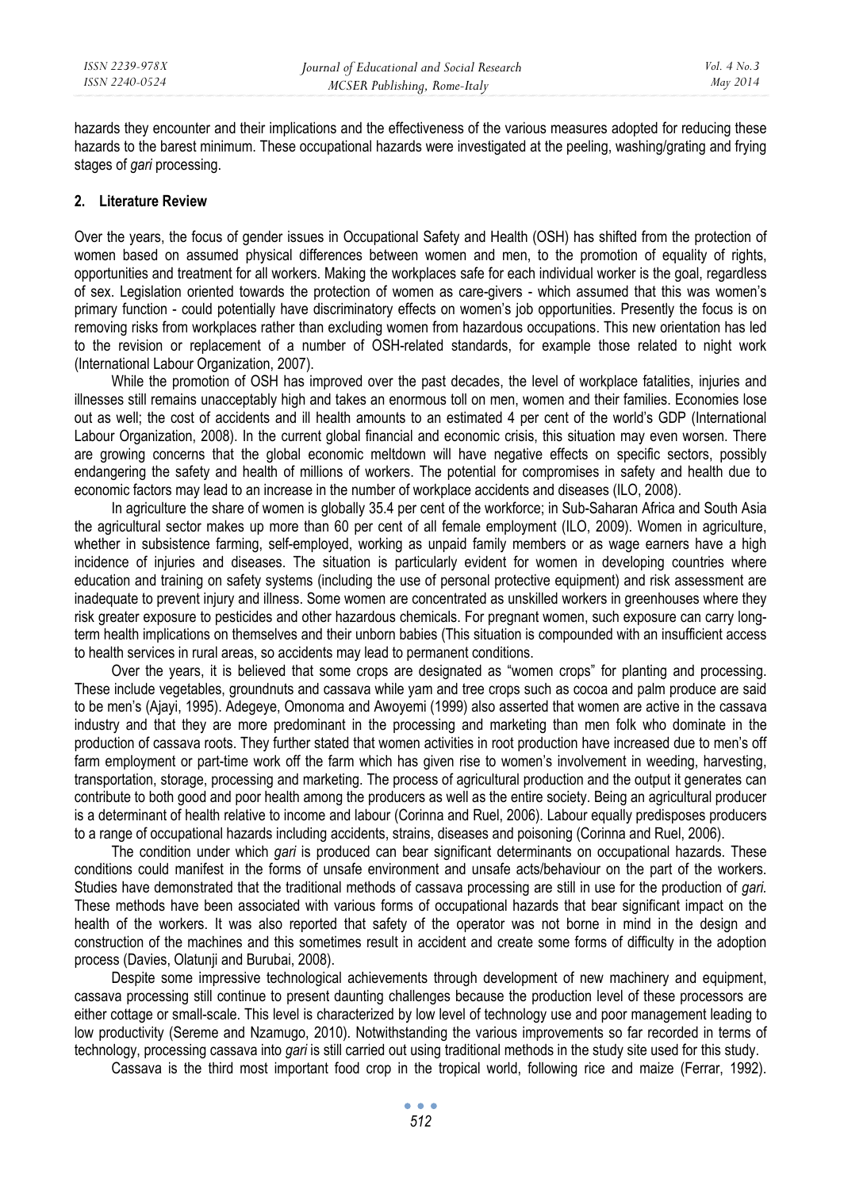hazards they encounter and their implications and the effectiveness of the various measures adopted for reducing these hazards to the barest minimum. These occupational hazards were investigated at the peeling, washing/grating and frying stages of *gari* processing.

## 2. Literature Review

Over the years, the focus of gender issues in Occupational Safety and Health (OSH) has shifted from the protection of women based on assumed physical differences between women and men, to the promotion of equality of rights, opportunities and treatment for all workers. Making the workplaces safe for each individual worker is the goal, regardless of sex. Legislation oriented towards the protection of women as care-givers - which assumed that this was women's primary function - could potentially have discriminatory effects on women's job opportunities. Presently the focus is on removing risks from workplaces rather than excluding women from hazardous occupations. This new orientation has led to the revision or replacement of a number of OSH-related standards, for example those related to night work (International Labour Organization, 2007).

While the promotion of OSH has improved over the past decades, the level of workplace fatalities, injuries and illnesses still remains unacceptably high and takes an enormous toll on men, women and their families. Economies lose out as well; the cost of accidents and ill health amounts to an estimated 4 per cent of the world's GDP (International Labour Organization, 2008). In the current global financial and economic crisis, this situation may even worsen. There are growing concerns that the global economic meltdown will have negative effects on specific sectors, possibly endangering the safety and health of millions of workers. The potential for compromises in safety and health due to economic factors may lead to an increase in the number of workplace accidents and diseases (ILO, 2008).

In agriculture the share of women is globally 35.4 per cent of the workforce; in Sub-Saharan Africa and South Asia the agricultural sector makes up more than 60 per cent of all female employment (ILO, 2009). Women in agriculture, whether in subsistence farming, self-employed, working as unpaid family members or as wage earners have a high incidence of injuries and diseases. The situation is particularly evident for women in developing countries where education and training on safety systems (including the use of personal protective equipment) and risk assessment are inadequate to prevent injury and illness. Some women are concentrated as unskilled workers in greenhouses where they risk greater exposure to pesticides and other hazardous chemicals. For pregnant women, such exposure can carry long-term health implications on themselves and their unborn babies (This situation is compounded with an insufficient access to health services in rural areas, so accidents may lead to permanent conditions.

Over the years, it is believed that some crops are designated as "women crops" for planting and processing. These include vegetables, groundnuts and cassava while yam and tree crops such as cocoa and palm produce are said to be men's (Ajayi, 1995). Adegeye, Omonoma and Awoyemi (1999) also asserted that women are active in the cassava industry and that they are more predominant in the processing and marketing than men folk who dominate in the production of cassava roots. They further stated that women activities in root production have increased due to men's off farm employment or part-time work off the farm which has given rise to women's involvement in weeding, harvesting, transportation, storage, processing and marketing. The process of agricultural production and the output it generates can contribute to both good and poor health among the producers as well as the entire society. Being an agricultural producer is a determinant of health relative to income and labour (Corinna and Ruel, 2006). Labour equally predisposes producers to a range of occupational hazards including accidents, strains, diseases and poisoning (Corinna and Ruel, 2006).

The condition under which *gari* is produced can bear significant determinants on occupational hazards. These conditions could manifest in the forms of unsafe environment and unsafe acts/behaviour on the part of the workers. Studies have demonstrated that the traditional methods of cassava processing are still in use for the production of *gari.* These methods have been associated with various forms of occupational hazards that bear significant impact on the health of the workers. It was also reported that safety of the operator was not borne in mind in the design and construction of the machines and this sometimes result in accident and create some forms of difficulty in the adoption process (Davies, Olatunji and Burubai, 2008).

Despite some impressive technological achievements through development of new machinery and equipment, cassava processing still continue to present daunting challenges because the production level of these processors are either cottage or small-scale. This level is characterized by low level of technology use and poor management leading to low productivity (Sereme and Nzamugo, 2010). Notwithstanding the various improvements so far recorded in terms of technology, processing cassava into *gari* is still carried out using traditional methods in the study site used for this study.

Cassava is the third most important food crop in the tropical world, following rice and maize (Ferrar, 1992).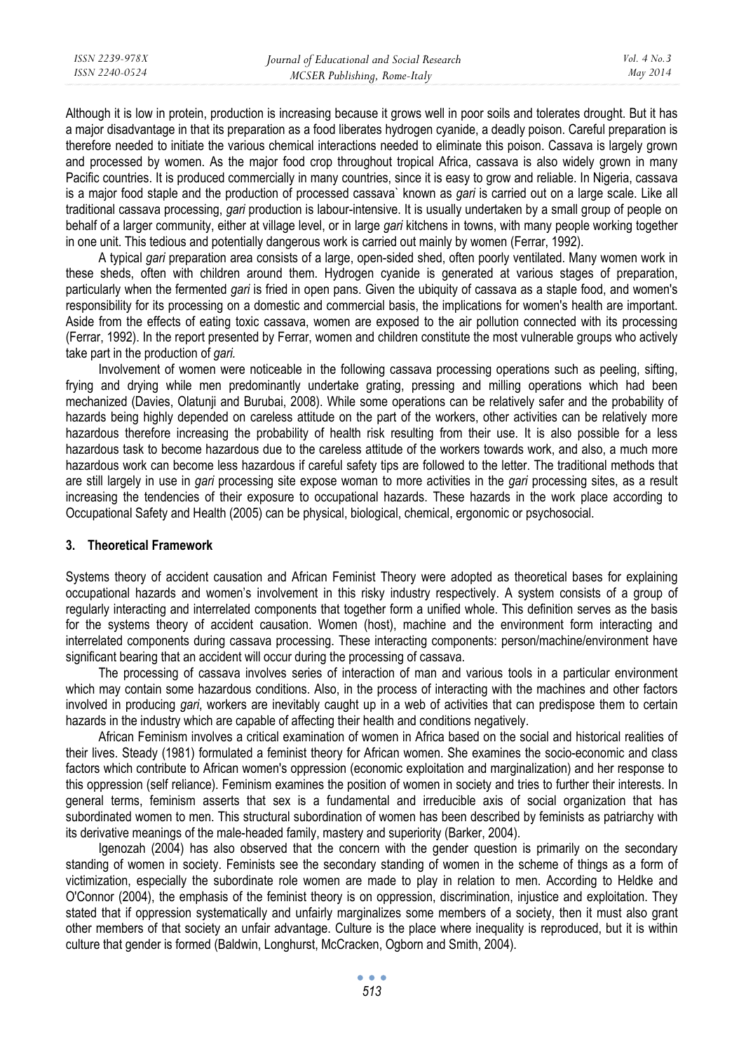Although it is low in protein, production is increasing because it grows well in poor soils and tolerates drought. But it has a major disadvantage in that its preparation as a food liberates hydrogen cyanide, a deadly poison. Careful preparation is therefore needed to initiate the various chemical interactions needed to eliminate this poison. Cassava is largely grown and processed by women. As the major food crop throughout tropical Africa, cassava is also widely grown in many Pacific countries. It is produced commercially in many countries, since it is easy to grow and reliable. In Nigeria, cassava is a major food staple and the production of processed cassava` known as *gari* is carried out on a large scale. Like all traditional cassava processing, *gari* production is labour-intensive. It is usually undertaken by a small group of people on behalf of a larger community, either at village level, or in large *gari* kitchens in towns, with many people working together in one unit. This tedious and potentially dangerous work is carried out mainly by women (Ferrar, 1992).

A typical *gari* preparation area consists of a large, open-sided shed, often poorly ventilated. Many women work in these sheds, often with children around them. Hydrogen cyanide is generated at various stages of preparation, particularly when the fermented *gari* is fried in open pans. Given the ubiquity of cassava as a staple food, and women's responsibility for its processing on a domestic and commercial basis, the implications for women's health are important. Aside from the effects of eating toxic cassava, women are exposed to the air pollution connected with its processing (Ferrar, 1992). In the report presented by Ferrar, women and children constitute the most vulnerable groups who actively take part in the production of *gari.*

Involvement of women were noticeable in the following cassava processing operations such as peeling, sifting, frying and drying while men predominantly undertake grating, pressing and milling operations which had been mechanized (Davies, Olatunji and Burubai, 2008). While some operations can be relatively safer and the probability of hazards being highly depended on careless attitude on the part of the workers, other activities can be relatively more hazardous therefore increasing the probability of health risk resulting from their use. It is also possible for a less hazardous task to become hazardous due to the careless attitude of the workers towards work, and also, a much more hazardous work can become less hazardous if careful safety tips are followed to the letter. The traditional methods that are still largely in use in *gari* processing site expose woman to more activities in the *gari* processing sites, as a result increasing the tendencies of their exposure to occupational hazards. These hazards in the work place according to Occupational Safety and Health (2005) can be physical, biological, chemical, ergonomic or psychosocial.

## 3. Theoretical Framework

Systems theory of accident causation and African Feminist Theory were adopted as theoretical bases for explaining occupational hazards and women's involvement in this risky industry respectively. A system consists of a group of regularly interacting and interrelated components that together form a unified whole. This definition serves as the basis for the systems theory of accident causation. Women (host), machine and the environment form interacting and interrelated components during cassava processing. These interacting components: person/machine/environment have significant bearing that an accident will occur during the processing of cassava.

The processing of cassava involves series of interaction of man and various tools in a particular environment which may contain some hazardous conditions. Also, in the process of interacting with the machines and other factors involved in producing *gari*, workers are inevitably caught up in a web of activities that can predispose them to certain hazards in the industry which are capable of affecting their health and conditions negatively.

African Feminism involves a critical examination of women in Africa based on the social and historical realities of their lives. Steady (1981) formulated a feminist theory for African women. She examines the socio-economic and class factors which contribute to African women's oppression (economic exploitation and marginalization) and her response to this oppression (self reliance). Feminism examines the position of women in society and tries to further their interests. In general terms, feminism asserts that sex is a fundamental and irreducible axis of social organization that has subordinated women to men. This structural subordination of women has been described by feminists as patriarchy with its derivative meanings of the male-headed family, mastery and superiority (Barker, 2004).

Igenozah (2004) has also observed that the concern with the gender question is primarily on the secondary standing of women in society. Feminists see the secondary standing of women in the scheme of things as a form of victimization, especially the subordinate role women are made to play in relation to men. According to Heldke and O'Connor (2004), the emphasis of the feminist theory is on oppression, discrimination, injustice and exploitation. They stated that if oppression systematically and unfairly marginalizes some members of a society, then it must also grant other members of that society an unfair advantage. Culture is the place where inequality is reproduced, but it is within culture that gender is formed (Baldwin, Longhurst, McCracken, Ogborn and Smith, 2004).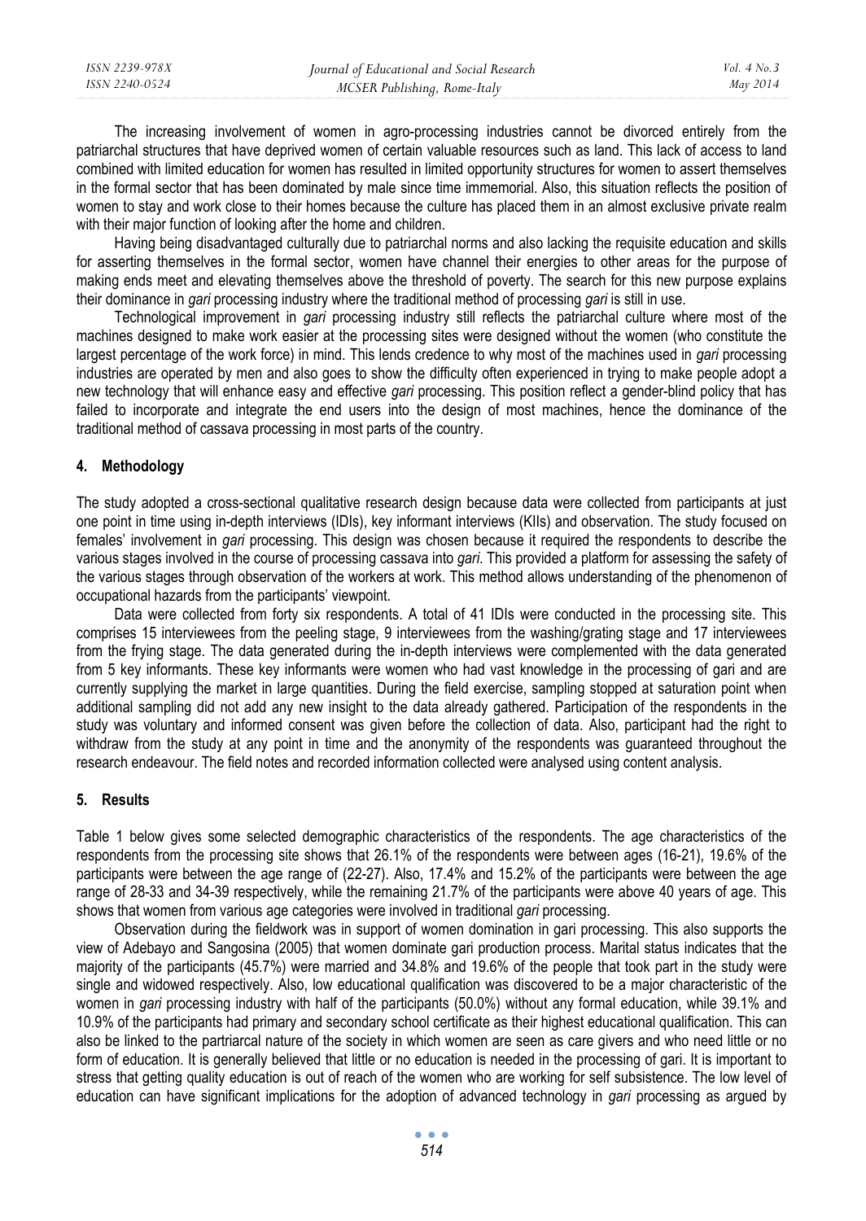The increasing involvement of women in agro-processing industries cannot be divorced entirely from the patriarchal structures that have deprived women of certain valuable resources such as land. This lack of access to land combined with limited education for women has resulted in limited opportunity structures for women to assert themselves in the formal sector that has been dominated by male since time immemorial. Also, this situation reflects the position of women to stay and work close to their homes because the culture has placed them in an almost exclusive private realm with their major function of looking after the home and children.

Having being disadvantaged culturally due to patriarchal norms and also lacking the requisite education and skills for asserting themselves in the formal sector, women have channel their energies to other areas for the purpose of making ends meet and elevating themselves above the threshold of poverty. The search for this new purpose explains their dominance in *gari* processing industry where the traditional method of processing *gari* is still in use.

Technological improvement in *gari* processing industry still reflects the patriarchal culture where most of the machines designed to make work easier at the processing sites were designed without the women (who constitute the largest percentage of the work force) in mind. This lends credence to why most of the machines used in *gari* processing industries are operated by men and also goes to show the difficulty often experienced in trying to make people adopt a new technology that will enhance easy and effective *gari* processing. This position reflect a gender-blind policy that has failed to incorporate and integrate the end users into the design of most machines, hence the dominance of the traditional method of cassava processing in most parts of the country.

## 4. Methodology

The study adopted a cross-sectional qualitative research design because data were collected from participants at just one point in time using in-depth interviews (IDIs), key informant interviews (KIIs) and observation. The study focused on females' involvement in *gari* processing. This design was chosen because it required the respondents to describe the various stages involved in the course of processing cassava into *gari*. This provided a platform for assessing the safety of the various stages through observation of the workers at work. This method allows understanding of the phenomenon of occupational hazards from the participants' viewpoint.

Data were collected from forty six respondents. A total of 41 IDIs were conducted in the processing site. This comprises 15 interviewees from the peeling stage, 9 interviewees from the washing/grating stage and 17 interviewees from the frying stage. The data generated during the in-depth interviews were complemented with the data generated from 5 key informants. These key informants were women who had vast knowledge in the processing of gari and are currently supplying the market in large quantities. During the field exercise, sampling stopped at saturation point when additional sampling did not add any new insight to the data already gathered. Participation of the respondents in the study was voluntary and informed consent was given before the collection of data. Also, participant had the right to withdraw from the study at any point in time and the anonymity of the respondents was guaranteed throughout the research endeavour. The field notes and recorded information collected were analysed using content analysis.

## 5. Results

Table 1 below gives some selected demographic characteristics of the respondents. The age characteristics of the respondents from the processing site shows that 26.1% of the respondents were between ages (16-21), 19.6% of the participants were between the age range of (22-27). Also, 17.4% and 15.2% of the participants were between the age range of 28-33 and 34-39 respectively, while the remaining 21.7% of the participants were above 40 years of age. This shows that women from various age categories were involved in traditional *gari* processing.

Observation during the fieldwork was in support of women domination in gari processing. This also supports the view of Adebayo and Sangosina (2005) that women dominate gari production process. Marital status indicates that the majority of the participants (45.7%) were married and 34.8% and 19.6% of the people that took part in the study were single and widowed respectively. Also, low educational qualification was discovered to be a major characteristic of the women in *gari* processing industry with half of the participants (50.0%) without any formal education, while 39.1% and 10.9% of the participants had primary and secondary school certificate as their highest educational qualification. This can also be linked to the partriarcal nature of the society in which women are seen as care givers and who need little or no form of education. It is generally believed that little or no education is needed in the processing of gari. It is important to stress that getting quality education is out of reach of the women who are working for self subsistence. The low level of education can have significant implications for the adoption of advanced technology in *gari* processing as argued by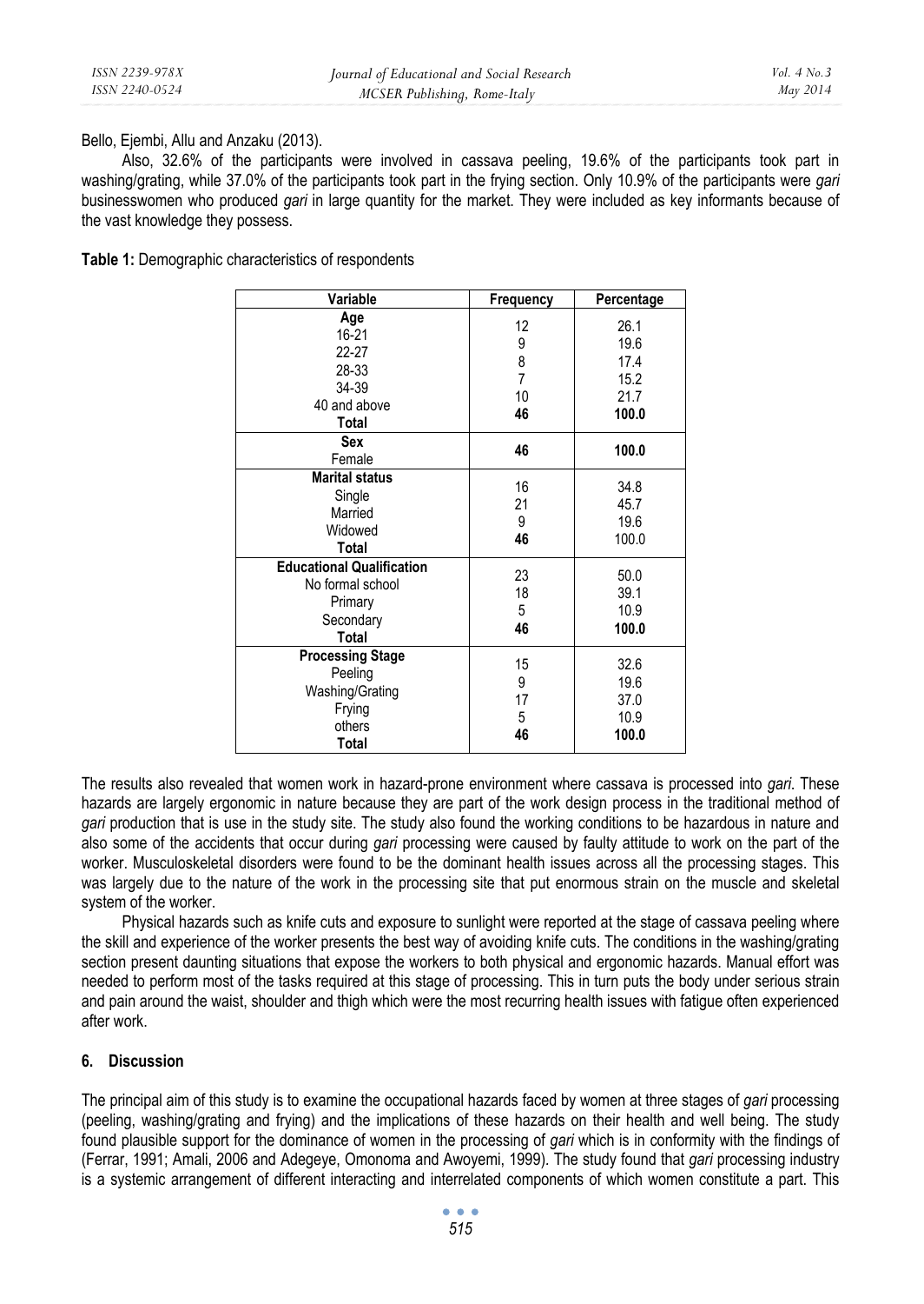Bello, Ejembi, Allu and Anzaku (2013).

Also, 32.6% of the participants were involved in cassava peeling, 19.6% of the participants took part in washing/grating, while 37.0% of the participants took part in the frying section. Only 10.9% of the participants were *gari* businesswomen who produced *gari* in large quantity for the market. They were included as key informants because of the vast knowledge they possess.

**Table 1:** Demographic characteristics of respondents

| Variable | Frequency | Percentage |
|---|---|---|
| **Age** | | |
| 16-21 | 12 | 26.1 |
| 22-27 | 9 | 19.6 |
| 28-33 | 8 | 17.4 |
| 34-39 | 7 | 15.2 |
| 40 and above | 10 | 21.7 |
| **Total** | **46** | **100.0** |
| **Sex** | | |
| Female | **46** | **100.0** |
| **Marital status** | | |
| Single | 16 | 34.8 |
| Married | 21 | 45.7 |
| Widowed | 9 | 19.6 |
| **Total** | **46** | 100.0 |
| **Educational Qualification** | | |
| No formal school | 23 | 50.0 |
| Primary | 18 | 39.1 |
| Secondary | 5 | 10.9 |
| **Total** | **46** | **100.0** |
| **Processing Stage** | | |
| Peeling | 15 | 32.6 |
| Washing/Grating | 9 | 19.6 |
| Frying | 17 | 37.0 |
| others | 5 | 10.9 |
| **Total** | **46** | **100.0** |

The results also revealed that women work in hazard-prone environment where cassava is processed into *gari*. These hazards are largely ergonomic in nature because they are part of the work design process in the traditional method of *gari* production that is use in the study site. The study also found the working conditions to be hazardous in nature and also some of the accidents that occur during *gari* processing were caused by faulty attitude to work on the part of the worker. Musculoskeletal disorders were found to be the dominant health issues across all the processing stages. This was largely due to the nature of the work in the processing site that put enormous strain on the muscle and skeletal system of the worker.

Physical hazards such as knife cuts and exposure to sunlight were reported at the stage of cassava peeling where the skill and experience of the worker presents the best way of avoiding knife cuts. The conditions in the washing/grating section present daunting situations that expose the workers to both physical and ergonomic hazards. Manual effort was needed to perform most of the tasks required at this stage of processing. This in turn puts the body under serious strain and pain around the waist, shoulder and thigh which were the most recurring health issues with fatigue often experienced after work.

## 6. Discussion

The principal aim of this study is to examine the occupational hazards faced by women at three stages of *gari* processing (peeling, washing/grating and frying) and the implications of these hazards on their health and well being. The study found plausible support for the dominance of women in the processing of *gari* which is in conformity with the findings of (Ferrar, 1991; Amali, 2006 and Adegeye, Omonoma and Awoyemi, 1999). The study found that *gari* processing industry is a systemic arrangement of different interacting and interrelated components of which women constitute a part. This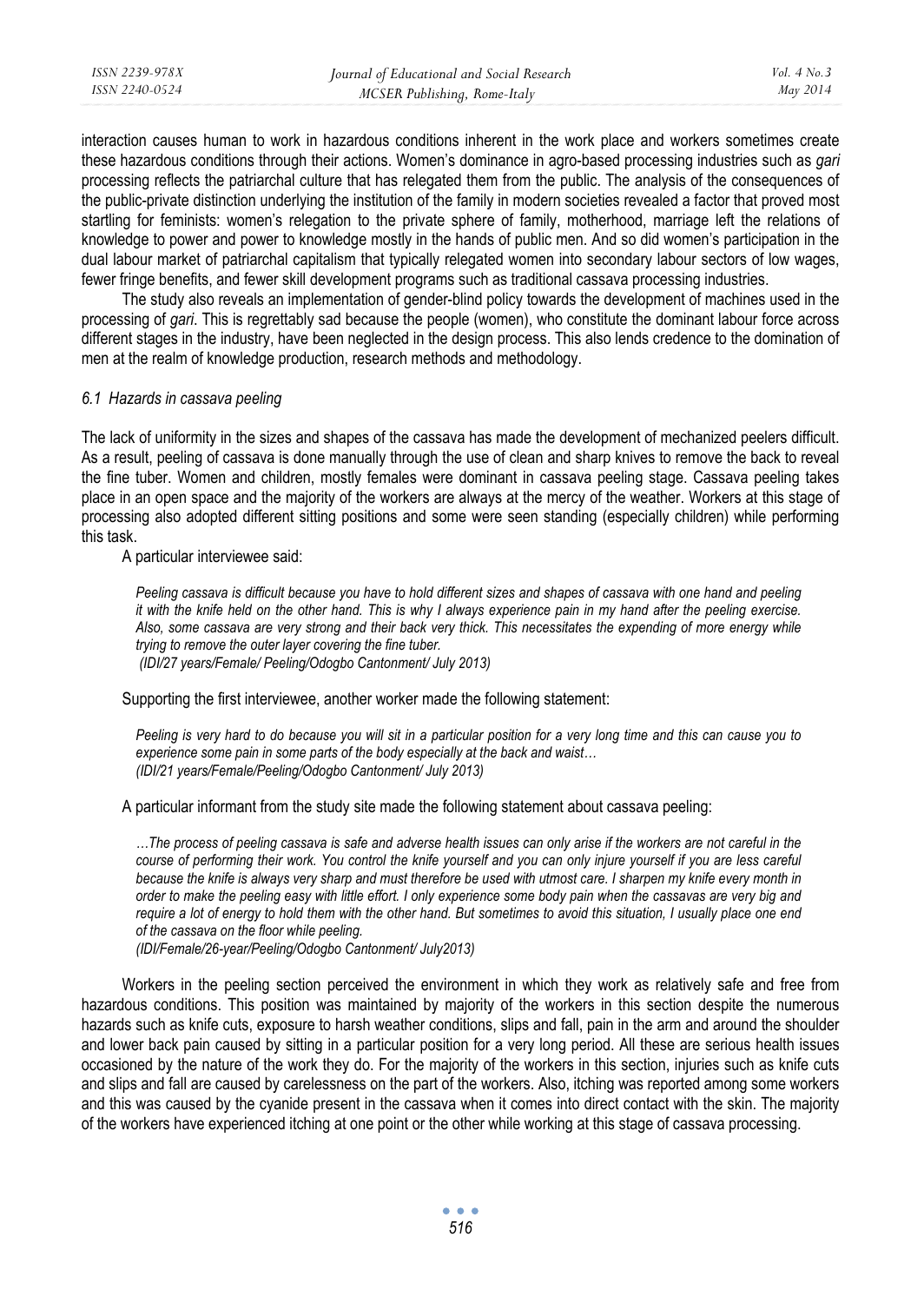interaction causes human to work in hazardous conditions inherent in the work place and workers sometimes create these hazardous conditions through their actions. Women's dominance in agro-based processing industries such as *gari* processing reflects the patriarchal culture that has relegated them from the public. The analysis of the consequences of the public-private distinction underlying the institution of the family in modern societies revealed a factor that proved most startling for feminists: women's relegation to the private sphere of family, motherhood, marriage left the relations of knowledge to power and power to knowledge mostly in the hands of public men. And so did women's participation in the dual labour market of patriarchal capitalism that typically relegated women into secondary labour sectors of low wages, fewer fringe benefits, and fewer skill development programs such as traditional cassava processing industries.

The study also reveals an implementation of gender-blind policy towards the development of machines used in the processing of *gari*. This is regrettably sad because the people (women), who constitute the dominant labour force across different stages in the industry, have been neglected in the design process. This also lends credence to the domination of men at the realm of knowledge production, research methods and methodology.

### *6.1 Hazards in cassava peeling*

The lack of uniformity in the sizes and shapes of the cassava has made the development of mechanized peelers difficult. As a result, peeling of cassava is done manually through the use of clean and sharp knives to remove the back to reveal the fine tuber. Women and children, mostly females were dominant in cassava peeling stage. Cassava peeling takes place in an open space and the majority of the workers are always at the mercy of the weather. Workers at this stage of processing also adopted different sitting positions and some were seen standing (especially children) while performing this task.

A particular interviewee said:

> *Peeling cassava is difficult because you have to hold different sizes and shapes of cassava with one hand and peeling it with the knife held on the other hand. This is why I always experience pain in my hand after the peeling exercise. Also, some cassava are very strong and their back very thick. This necessitates the expending of more energy while trying to remove the outer layer covering the fine tuber.*
> *(IDI/27 years/Female/ Peeling/Odogbo Cantonment/ July 2013)*

Supporting the first interviewee, another worker made the following statement:

> *Peeling is very hard to do because you will sit in a particular position for a very long time and this can cause you to experience some pain in some parts of the body especially at the back and waist…*
> *(IDI/21 years/Female/Peeling/Odogbo Cantonment/ July 2013)*

A particular informant from the study site made the following statement about cassava peeling:

> *…The process of peeling cassava is safe and adverse health issues can only arise if the workers are not careful in the course of performing their work. You control the knife yourself and you can only injure yourself if you are less careful because the knife is always very sharp and must therefore be used with utmost care. I sharpen my knife every month in order to make the peeling easy with little effort. I only experience some body pain when the cassavas are very big and require a lot of energy to hold them with the other hand. But sometimes to avoid this situation, I usually place one end of the cassava on the floor while peeling.*
> *(IDI/Female/26-year/Peeling/Odogbo Cantonment/ July2013)*

Workers in the peeling section perceived the environment in which they work as relatively safe and free from hazardous conditions. This position was maintained by majority of the workers in this section despite the numerous hazards such as knife cuts, exposure to harsh weather conditions, slips and fall, pain in the arm and around the shoulder and lower back pain caused by sitting in a particular position for a very long period. All these are serious health issues occasioned by the nature of the work they do. For the majority of the workers in this section, injuries such as knife cuts and slips and fall are caused by carelessness on the part of the workers. Also, itching was reported among some workers and this was caused by the cyanide present in the cassava when it comes into direct contact with the skin. The majority of the workers have experienced itching at one point or the other while working at this stage of cassava processing.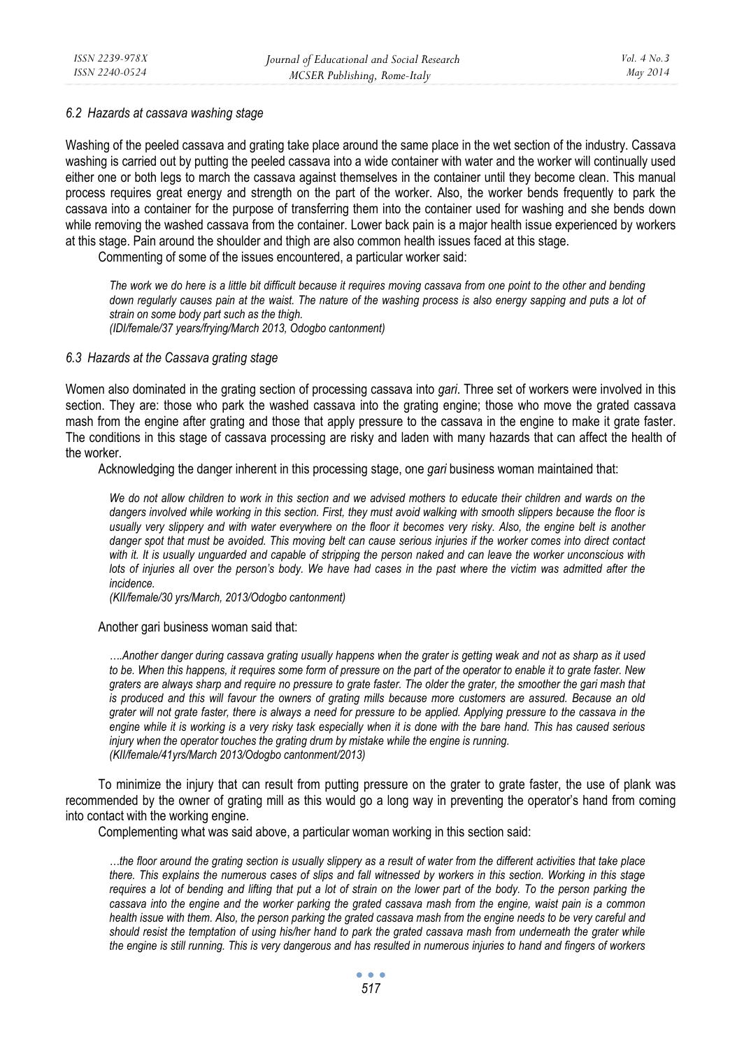### 6.2 Hazards at cassava washing stage

Washing of the peeled cassava and grating take place around the same place in the wet section of the industry. Cassava washing is carried out by putting the peeled cassava into a wide container with water and the worker will continually used either one or both legs to march the cassava against themselves in the container until they become clean. This manual process requires great energy and strength on the part of the worker. Also, the worker bends frequently to park the cassava into a container for the purpose of transferring them into the container used for washing and she bends down while removing the washed cassava from the container. Lower back pain is a major health issue experienced by workers at this stage. Pain around the shoulder and thigh are also common health issues faced at this stage.

Commenting of some of the issues encountered, a particular worker said:

> *The work we do here is a little bit difficult because it requires moving cassava from one point to the other and bending down regularly causes pain at the waist. The nature of the washing process is also energy sapping and puts a lot of strain on some body part such as the thigh.*
> *(IDI/female/37 years/frying/March 2013, Odogbo cantonment)*

### 6.3 Hazards at the Cassava grating stage

Women also dominated in the grating section of processing cassava into *gari*. Three set of workers were involved in this section. They are: those who park the washed cassava into the grating engine; those who move the grated cassava mash from the engine after grating and those that apply pressure to the cassava in the engine to make it grate faster. The conditions in this stage of cassava processing are risky and laden with many hazards that can affect the health of the worker.

Acknowledging the danger inherent in this processing stage, one *gari* business woman maintained that:

> *We do not allow children to work in this section and we advised mothers to educate their children and wards on the dangers involved while working in this section. First, they must avoid walking with smooth slippers because the floor is usually very slippery and with water everywhere on the floor it becomes very risky. Also, the engine belt is another danger spot that must be avoided. This moving belt can cause serious injuries if the worker comes into direct contact with it. It is usually unguarded and capable of stripping the person naked and can leave the worker unconscious with lots of injuries all over the person's body. We have had cases in the past where the victim was admitted after the incidence.*
> *(KII/female/30 yrs/March, 2013/Odogbo cantonment)*

Another gari business woman said that:

> *….Another danger during cassava grating usually happens when the grater is getting weak and not as sharp as it used to be. When this happens, it requires some form of pressure on the part of the operator to enable it to grate faster. New graters are always sharp and require no pressure to grate faster. The older the grater, the smoother the gari mash that is produced and this will favour the owners of grating mills because more customers are assured. Because an old grater will not grate faster, there is always a need for pressure to be applied. Applying pressure to the cassava in the engine while it is working is a very risky task especially when it is done with the bare hand. This has caused serious injury when the operator touches the grating drum by mistake while the engine is running.*
> *(KII/female/41yrs/March 2013/Odogbo cantonment/2013)*

To minimize the injury that can result from putting pressure on the grater to grate faster, the use of plank was recommended by the owner of grating mill as this would go a long way in preventing the operator's hand from coming into contact with the working engine.

Complementing what was said above, a particular woman working in this section said:

> *…the floor around the grating section is usually slippery as a result of water from the different activities that take place there. This explains the numerous cases of slips and fall witnessed by workers in this section. Working in this stage requires a lot of bending and lifting that put a lot of strain on the lower part of the body. To the person parking the cassava into the engine and the worker parking the grated cassava mash from the engine, waist pain is a common health issue with them. Also, the person parking the grated cassava mash from the engine needs to be very careful and should resist the temptation of using his/her hand to park the grated cassava mash from underneath the grater while the engine is still running. This is very dangerous and has resulted in numerous injuries to hand and fingers of workers*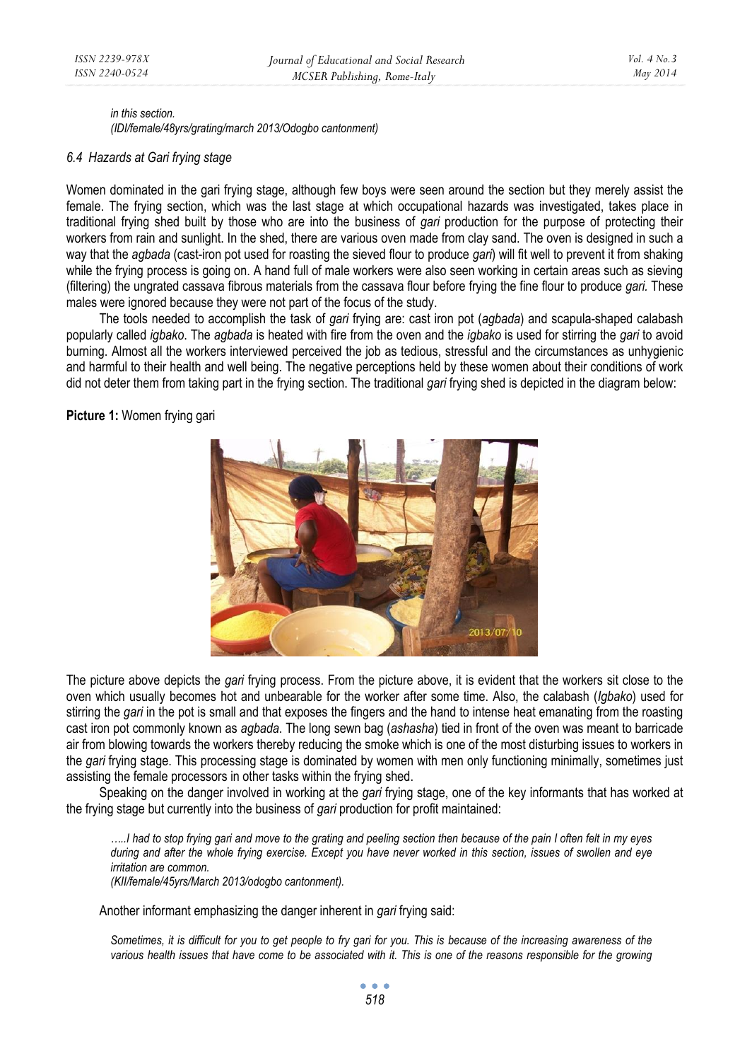*in this section.*
*(IDI/female/48yrs/grating/march 2013/Odogbo cantonment)*

### *6.4 Hazards at Gari frying stage*

Women dominated in the gari frying stage, although few boys were seen around the section but they merely assist the female. The frying section, which was the last stage at which occupational hazards was investigated, takes place in traditional frying shed built by those who are into the business of *gari* production for the purpose of protecting their workers from rain and sunlight. In the shed, there are various oven made from clay sand. The oven is designed in such a way that the *agbada* (cast-iron pot used for roasting the sieved flour to produce *gari*) will fit well to prevent it from shaking while the frying process is going on. A hand full of male workers were also seen working in certain areas such as sieving (filtering) the ungrated cassava fibrous materials from the cassava flour before frying the fine flour to produce *gari*. These males were ignored because they were not part of the focus of the study.

The tools needed to accomplish the task of *gari* frying are: cast iron pot (*agbada*) and scapula-shaped calabash popularly called *igbako*. The *agbada* is heated with fire from the oven and the *igbako* is used for stirring the *gari* to avoid burning. Almost all the workers interviewed perceived the job as tedious, stressful and the circumstances as unhygienic and harmful to their health and well being. The negative perceptions held by these women about their conditions of work did not deter them from taking part in the frying section. The traditional *gari* frying shed is depicted in the diagram below:

**Picture 1:** Women frying gari

The picture above depicts the *gari* frying process. From the picture above, it is evident that the workers sit close to the oven which usually becomes hot and unbearable for the worker after some time. Also, the calabash (*Igbako*) used for stirring the *gari* in the pot is small and that exposes the fingers and the hand to intense heat emanating from the roasting cast iron pot commonly known as *agbada*. The long sewn bag (*ashasha*) tied in front of the oven was meant to barricade air from blowing towards the workers thereby reducing the smoke which is one of the most disturbing issues to workers in the *gari* frying stage. This processing stage is dominated by women with men only functioning minimally, sometimes just assisting the female processors in other tasks within the frying shed.

Speaking on the danger involved in working at the *gari* frying stage, one of the key informants that has worked at the frying stage but currently into the business of *gari* production for profit maintained:

> *.....I had to stop frying gari and move to the grating and peeling section then because of the pain I often felt in my eyes during and after the whole frying exercise. Except you have never worked in this section, issues of swollen and eye irritation are common.*
> *(KII/female/45yrs/March 2013/odogbo cantonment).*

Another informant emphasizing the danger inherent in *gari* frying said:

> *Sometimes, it is difficult for you to get people to fry gari for you. This is because of the increasing awareness of the various health issues that have come to be associated with it. This is one of the reasons responsible for the growing*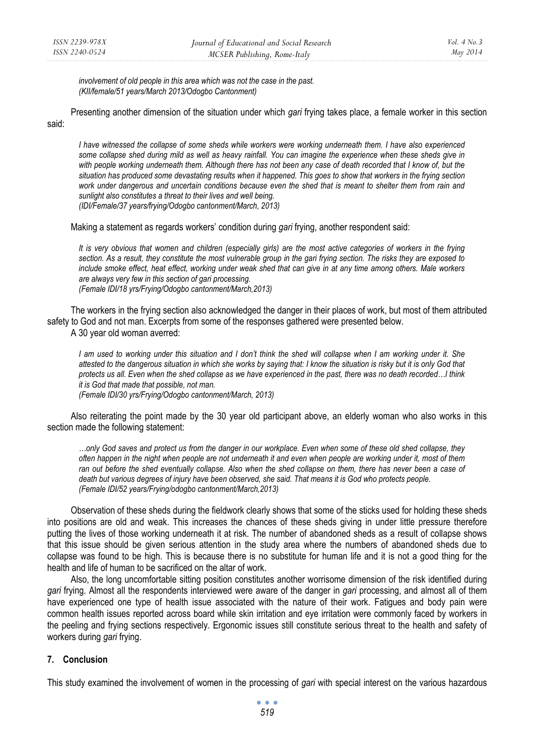*involvement of old people in this area which was not the case in the past.*
*(KII/female/51 years/March 2013/Odogbo Cantonment)*

Presenting another dimension of the situation under which *gari* frying takes place, a female worker in this section said:

> *I have witnessed the collapse of some sheds while workers were working underneath them. I have also experienced some collapse shed during mild as well as heavy rainfall. You can imagine the experience when these sheds give in with people working underneath them. Although there has not been any case of death recorded that I know of, but the situation has produced some devastating results when it happened. This goes to show that workers in the frying section work under dangerous and uncertain conditions because even the shed that is meant to shelter them from rain and sunlight also constitutes a threat to their lives and well being.*
> *(IDI/Female/37 years/frying/Odogbo cantonment/March, 2013)*

Making a statement as regards workers' condition during *gari* frying, another respondent said:

> *It is very obvious that women and children (especially girls) are the most active categories of workers in the frying section. As a result, they constitute the most vulnerable group in the gari frying section. The risks they are exposed to include smoke effect, heat effect, working under weak shed that can give in at any time among others. Male workers are always very few in this section of gari processing.*
> *(Female IDI/18 yrs/Frying/Odogbo cantonment/March,2013)*

The workers in the frying section also acknowledged the danger in their places of work, but most of them attributed safety to God and not man. Excerpts from some of the responses gathered were presented below.

A 30 year old woman averred:

> *I am used to working under this situation and I don't think the shed will collapse when I am working under it. She attested to the dangerous situation in which she works by saying that: I know the situation is risky but it is only God that protects us all. Even when the shed collapse as we have experienced in the past, there was no death recorded…I think it is God that made that possible, not man.*
> *(Female IDI/30 yrs/Frying/Odogbo cantonment/March, 2013)*

Also reiterating the point made by the 30 year old participant above, an elderly woman who also works in this section made the following statement:

> *…only God saves and protect us from the danger in our workplace. Even when some of these old shed collapse, they often happen in the night when people are not underneath it and even when people are working under it, most of them ran out before the shed eventually collapse. Also when the shed collapse on them, there has never been a case of death but various degrees of injury have been observed, she said. That means it is God who protects people.*
> *(Female IDI/52 years/Frying/odogbo cantonment/March,2013)*

Observation of these sheds during the fieldwork clearly shows that some of the sticks used for holding these sheds into positions are old and weak. This increases the chances of these sheds giving in under little pressure therefore putting the lives of those working underneath it at risk. The number of abandoned sheds as a result of collapse shows that this issue should be given serious attention in the study area where the numbers of abandoned sheds due to collapse was found to be high. This is because there is no substitute for human life and it is not a good thing for the health and life of human to be sacrificed on the altar of work.

Also, the long uncomfortable sitting position constitutes another worrisome dimension of the risk identified during *gari* frying. Almost all the respondents interviewed were aware of the danger in *gari* processing, and almost all of them have experienced one type of health issue associated with the nature of their work. Fatigues and body pain were common health issues reported across board while skin irritation and eye irritation were commonly faced by workers in the peeling and frying sections respectively. Ergonomic issues still constitute serious threat to the health and safety of workers during *gari* frying.

## 7. Conclusion

This study examined the involvement of women in the processing of *gari* with special interest on the various hazardous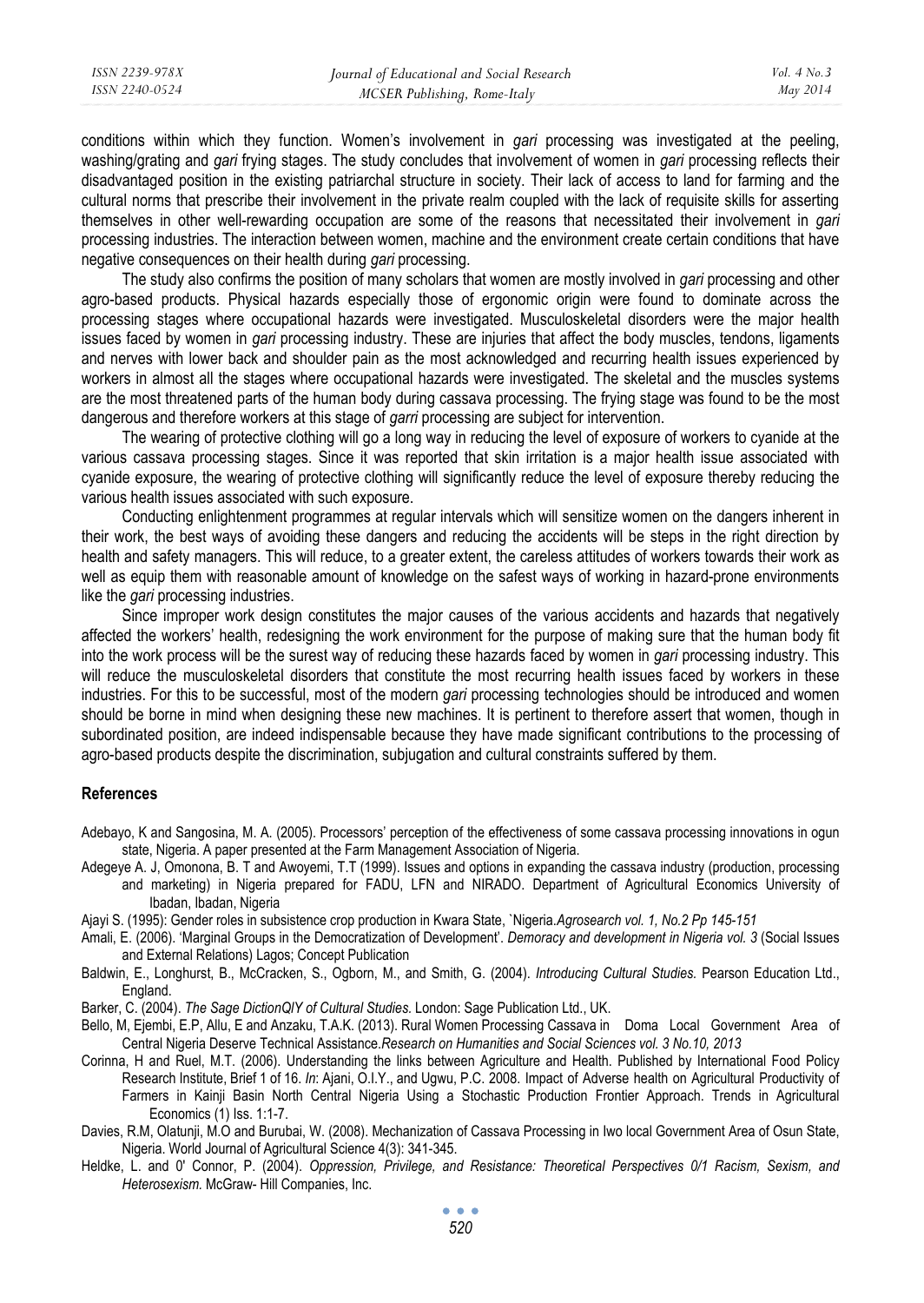conditions within which they function. Women's involvement in *gari* processing was investigated at the peeling, washing/grating and *gari* frying stages. The study concludes that involvement of women in *gari* processing reflects their disadvantaged position in the existing patriarchal structure in society. Their lack of access to land for farming and the cultural norms that prescribe their involvement in the private realm coupled with the lack of requisite skills for asserting themselves in other well-rewarding occupation are some of the reasons that necessitated their involvement in *gari* processing industries. The interaction between women, machine and the environment create certain conditions that have negative consequences on their health during *gari* processing.

The study also confirms the position of many scholars that women are mostly involved in *gari* processing and other agro-based products. Physical hazards especially those of ergonomic origin were found to dominate across the processing stages where occupational hazards were investigated. Musculoskeletal disorders were the major health issues faced by women in *gari* processing industry. These are injuries that affect the body muscles, tendons, ligaments and nerves with lower back and shoulder pain as the most acknowledged and recurring health issues experienced by workers in almost all the stages where occupational hazards were investigated. The skeletal and the muscles systems are the most threatened parts of the human body during cassava processing. The frying stage was found to be the most dangerous and therefore workers at this stage of *garri* processing are subject for intervention.

The wearing of protective clothing will go a long way in reducing the level of exposure of workers to cyanide at the various cassava processing stages. Since it was reported that skin irritation is a major health issue associated with cyanide exposure, the wearing of protective clothing will significantly reduce the level of exposure thereby reducing the various health issues associated with such exposure.

Conducting enlightenment programmes at regular intervals which will sensitize women on the dangers inherent in their work, the best ways of avoiding these dangers and reducing the accidents will be steps in the right direction by health and safety managers. This will reduce, to a greater extent, the careless attitudes of workers towards their work as well as equip them with reasonable amount of knowledge on the safest ways of working in hazard-prone environments like the *gari* processing industries.

Since improper work design constitutes the major causes of the various accidents and hazards that negatively affected the workers' health, redesigning the work environment for the purpose of making sure that the human body fit into the work process will be the surest way of reducing these hazards faced by women in *gari* processing industry. This will reduce the musculoskeletal disorders that constitute the most recurring health issues faced by workers in these industries. For this to be successful, most of the modern *gari* processing technologies should be introduced and women should be borne in mind when designing these new machines. It is pertinent to therefore assert that women, though in subordinated position, are indeed indispensable because they have made significant contributions to the processing of agro-based products despite the discrimination, subjugation and cultural constraints suffered by them.

## References

Adebayo, K and Sangosina, M. A. (2005). Processors' perception of the effectiveness of some cassava processing innovations in ogun state, Nigeria. A paper presented at the Farm Management Association of Nigeria.

Adegeye A. J, Omonona, B. T and Awoyemi, T.T (1999). Issues and options in expanding the cassava industry (production, processing and marketing) in Nigeria prepared for FADU, LFN and NIRADO. Department of Agricultural Economics University of Ibadan, Ibadan, Nigeria

Ajayi S. (1995): Gender roles in subsistence crop production in Kwara State, `Nigeria.*Agrosearch vol. 1, No.2 Pp 145-151*

Amali, E. (2006). 'Marginal Groups in the Democratization of Development'. *Demoracy and development in Nigeria vol. 3* (Social Issues and External Relations) Lagos; Concept Publication

Baldwin, E., Longhurst, B., McCracken, S., Ogborn, M., and Smith, G. (2004). *Introducing Cultural Studies.* Pearson Education Ltd., England.

Barker, C. (2004). *The Sage DictionQIY of Cultural Studies.* London: Sage Publication Ltd., UK.

Bello, M, Ejembi, E.P, Allu, E and Anzaku, T.A.K. (2013). Rural Women Processing Cassava in Doma Local Government Area of Central Nigeria Deserve Technical Assistance.*Research on Humanities and Social Sciences vol. 3 No.10, 2013*

Corinna, H and Ruel, M.T. (2006). Understanding the links between Agriculture and Health. Published by International Food Policy Research Institute, Brief 1 of 16. *In*: Ajani, O.I.Y., and Ugwu, P.C. 2008. Impact of Adverse health on Agricultural Productivity of Farmers in Kainji Basin North Central Nigeria Using a Stochastic Production Frontier Approach. Trends in Agricultural Economics (1) Iss. 1:1-7.

Davies, R.M, Olatunji, M.O and Burubai, W. (2008). Mechanization of Cassava Processing in Iwo local Government Area of Osun State, Nigeria. World Journal of Agricultural Science 4(3): 341-345.

Heldke, L. and 0' Connor, P. (2004). *Oppression, Privilege, and Resistance: Theoretical Perspectives 0/1 Racism, Sexism, and Heterosexism.* McGraw- Hill Companies, Inc.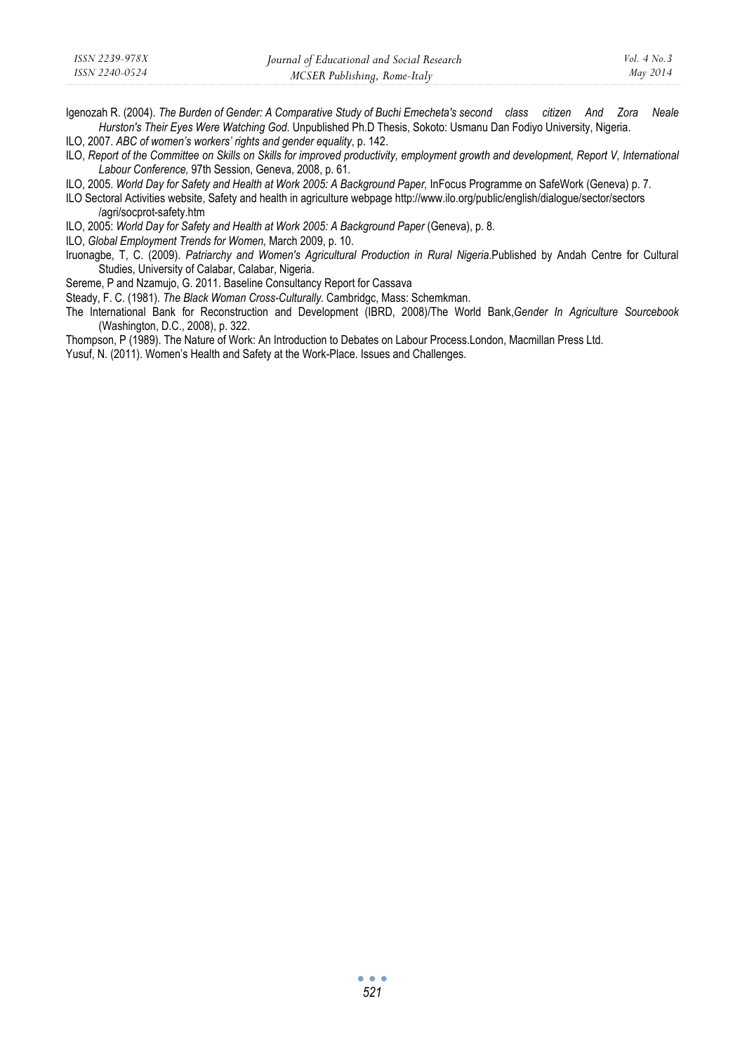Igenozah R. (2004). *The Burden of Gender: A Comparative Study of Buchi Emecheta's second class citizen And Zora Neale Hurston's Their Eyes Were Watching God.* Unpublished Ph.D Thesis, Sokoto: Usmanu Dan Fodiyo University, Nigeria.

ILO, 2007. *ABC of women's workers' rights and gender equality*, p. 142.

ILO, *Report of the Committee on Skills on Skills for improved productivity, employment growth and development, Report V, International Labour Conference,* 97th Session, Geneva, 2008, p. 61.

ILO, 2005. *World Day for Safety and Health at Work 2005: A Background Paper,* InFocus Programme on SafeWork (Geneva) p. 7.

ILO Sectoral Activities website, Safety and health in agriculture webpage http://www.ilo.org/public/english/dialogue/sector/sectors /agri/socprot-safety.htm

ILO, 2005: *World Day for Safety and Health at Work 2005: A Background Paper* (Geneva), p. 8.

ILO, *Global Employment Trends for Women,* March 2009, p. 10.

Iruonagbe, T, C. (2009). *Patriarchy and Women's Agricultural Production in Rural Nigeria*.Published by Andah Centre for Cultural Studies, University of Calabar, Calabar, Nigeria.

Sereme, P and Nzamujo, G. 2011. Baseline Consultancy Report for Cassava

Steady, F. C. (1981). *The Black Woman Cross-Culturally.* Cambridgc, Mass: Schemkman.

The International Bank for Reconstruction and Development (IBRD, 2008)/The World Bank,*Gender In Agriculture Sourcebook* (Washington, D.C., 2008), p. 322.

Thompson, P (1989). The Nature of Work: An Introduction to Debates on Labour Process.London, Macmillan Press Ltd.

Yusuf, N. (2011). Women's Health and Safety at the Work-Place. Issues and Challenges.